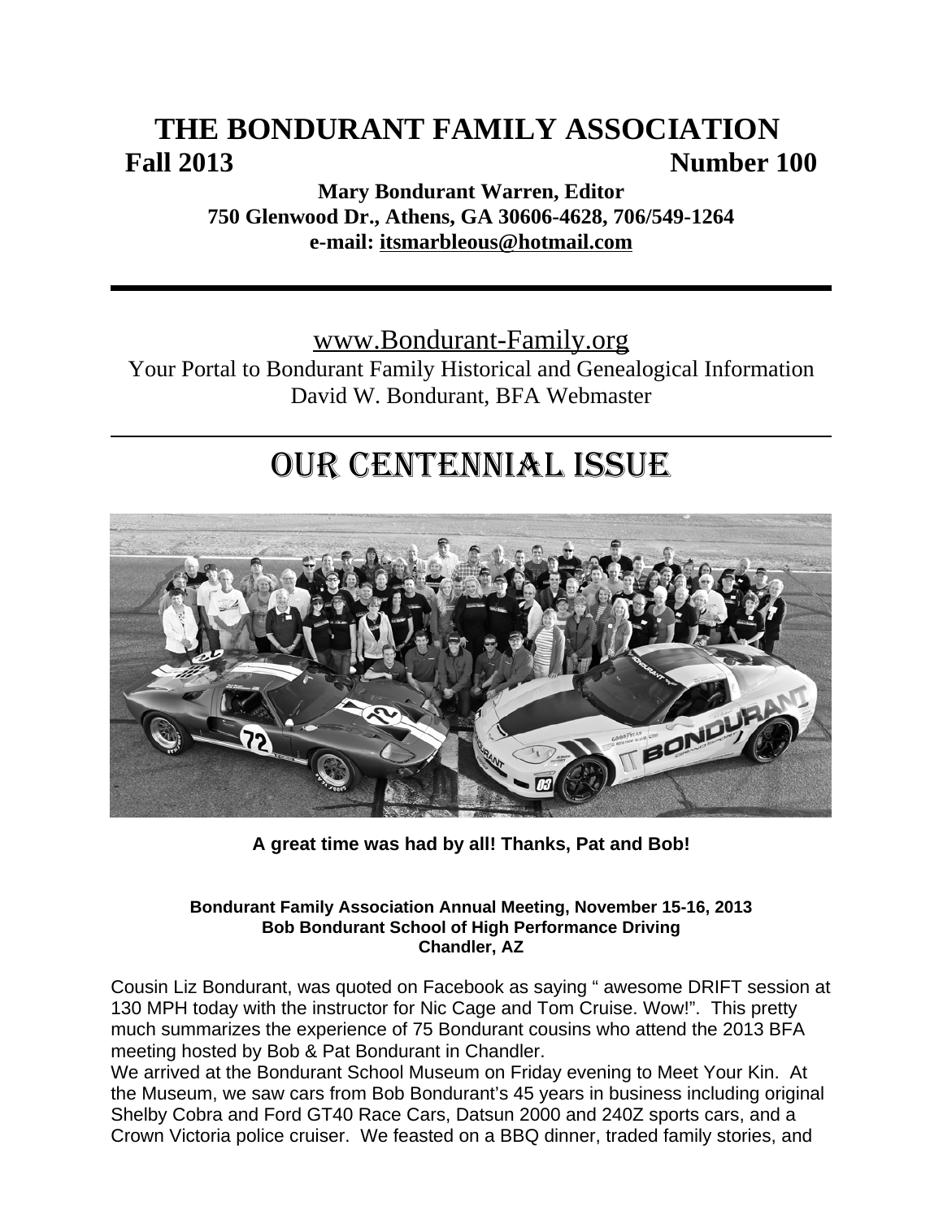# THE BONDURANT FAMILY ASSOCIATION

**Fall 2013** **Number 100**

**Mary Bondurant Warren, Editor**
**750 Glenwood Dr., Athens, GA 30606-4628, 706/549-1264**
**e-mail: itsmarbleous@hotmail.com**

---

www.Bondurant-Family.org
Your Portal to Bondurant Family Historical and Genealogical Information
David W. Bondurant, BFA Webmaster

---

# OUR CENTENNIAL ISSUE

**A great time was had by all! Thanks, Pat and Bob!**

**Bondurant Family Association Annual Meeting, November 15-16, 2013**
**Bob Bondurant School of High Performance Driving**
**Chandler, AZ**

Cousin Liz Bondurant, was quoted on Facebook as saying " awesome DRIFT session at 130 MPH today with the instructor for Nic Cage and Tom Cruise. Wow!". This pretty much summarizes the experience of 75 Bondurant cousins who attend the 2013 BFA meeting hosted by Bob & Pat Bondurant in Chandler.

We arrived at the Bondurant School Museum on Friday evening to Meet Your Kin. At the Museum, we saw cars from Bob Bondurant's 45 years in business including original Shelby Cobra and Ford GT40 Race Cars, Datsun 2000 and 240Z sports cars, and a Crown Victoria police cruiser. We feasted on a BBQ dinner, traded family stories, and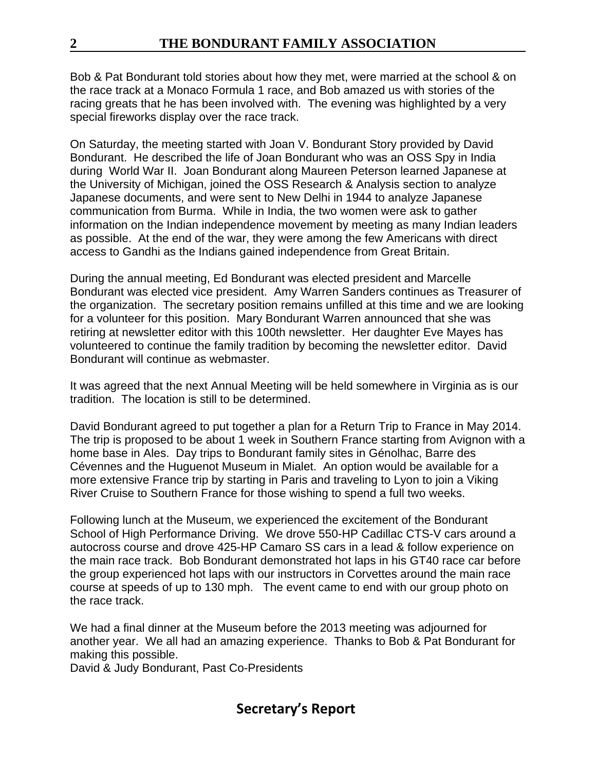Bob & Pat Bondurant told stories about how they met, were married at the school & on the race track at a Monaco Formula 1 race, and Bob amazed us with stories of the racing greats that he has been involved with. The evening was highlighted by a very special fireworks display over the race track.

On Saturday, the meeting started with Joan V. Bondurant Story provided by David Bondurant. He described the life of Joan Bondurant who was an OSS Spy in India during World War II. Joan Bondurant along Maureen Peterson learned Japanese at the University of Michigan, joined the OSS Research & Analysis section to analyze Japanese documents, and were sent to New Delhi in 1944 to analyze Japanese communication from Burma. While in India, the two women were ask to gather information on the Indian independence movement by meeting as many Indian leaders as possible. At the end of the war, they were among the few Americans with direct access to Gandhi as the Indians gained independence from Great Britain.

During the annual meeting, Ed Bondurant was elected president and Marcelle Bondurant was elected vice president. Amy Warren Sanders continues as Treasurer of the organization. The secretary position remains unfilled at this time and we are looking for a volunteer for this position. Mary Bondurant Warren announced that she was retiring at newsletter editor with this 100th newsletter. Her daughter Eve Mayes has volunteered to continue the family tradition by becoming the newsletter editor. David Bondurant will continue as webmaster.

It was agreed that the next Annual Meeting will be held somewhere in Virginia as is our tradition. The location is still to be determined.

David Bondurant agreed to put together a plan for a Return Trip to France in May 2014. The trip is proposed to be about 1 week in Southern France starting from Avignon with a home base in Ales. Day trips to Bondurant family sites in Génolhac, Barre des Cévennes and the Huguenot Museum in Mialet. An option would be available for a more extensive France trip by starting in Paris and traveling to Lyon to join a Viking River Cruise to Southern France for those wishing to spend a full two weeks.

Following lunch at the Museum, we experienced the excitement of the Bondurant School of High Performance Driving. We drove 550-HP Cadillac CTS-V cars around a autocross course and drove 425-HP Camaro SS cars in a lead & follow experience on the main race track. Bob Bondurant demonstrated hot laps in his GT40 race car before the group experienced hot laps with our instructors in Corvettes around the main race course at speeds of up to 130 mph. The event came to end with our group photo on the race track.

We had a final dinner at the Museum before the 2013 meeting was adjourned for another year. We all had an amazing experience. Thanks to Bob & Pat Bondurant for making this possible.
David & Judy Bondurant, Past Co-Presidents

## Secretary's Report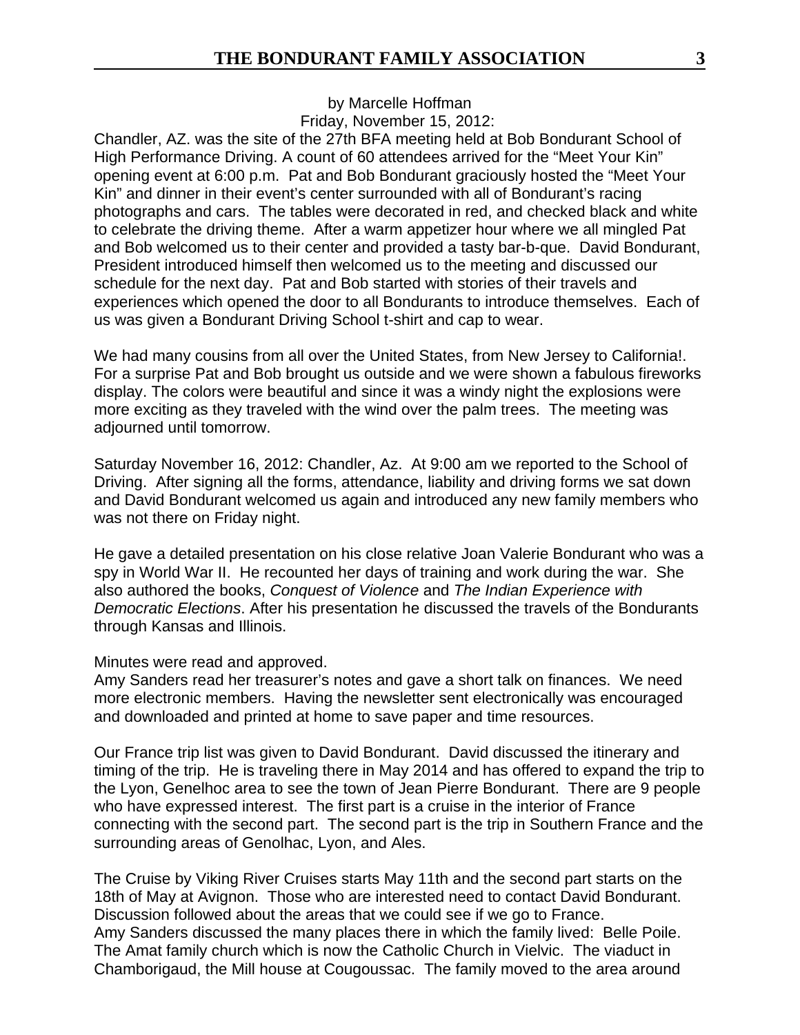by Marcelle Hoffman

Friday, November 15, 2012:

Chandler, AZ. was the site of the 27th BFA meeting held at Bob Bondurant School of High Performance Driving. A count of 60 attendees arrived for the "Meet Your Kin" opening event at 6:00 p.m. Pat and Bob Bondurant graciously hosted the "Meet Your Kin" and dinner in their event's center surrounded with all of Bondurant's racing photographs and cars. The tables were decorated in red, and checked black and white to celebrate the driving theme. After a warm appetizer hour where we all mingled Pat and Bob welcomed us to their center and provided a tasty bar-b-que. David Bondurant, President introduced himself then welcomed us to the meeting and discussed our schedule for the next day. Pat and Bob started with stories of their travels and experiences which opened the door to all Bondurants to introduce themselves. Each of us was given a Bondurant Driving School t-shirt and cap to wear.

We had many cousins from all over the United States, from New Jersey to California!. For a surprise Pat and Bob brought us outside and we were shown a fabulous fireworks display. The colors were beautiful and since it was a windy night the explosions were more exciting as they traveled with the wind over the palm trees. The meeting was adjourned until tomorrow.

Saturday November 16, 2012: Chandler, Az. At 9:00 am we reported to the School of Driving. After signing all the forms, attendance, liability and driving forms we sat down and David Bondurant welcomed us again and introduced any new family members who was not there on Friday night.

He gave a detailed presentation on his close relative Joan Valerie Bondurant who was a spy in World War II. He recounted her days of training and work during the war. She also authored the books, *Conquest of Violence* and *The Indian Experience with Democratic Elections*. After his presentation he discussed the travels of the Bondurants through Kansas and Illinois.

Minutes were read and approved.

Amy Sanders read her treasurer's notes and gave a short talk on finances. We need more electronic members. Having the newsletter sent electronically was encouraged and downloaded and printed at home to save paper and time resources.

Our France trip list was given to David Bondurant. David discussed the itinerary and timing of the trip. He is traveling there in May 2014 and has offered to expand the trip to the Lyon, Genelhoc area to see the town of Jean Pierre Bondurant. There are 9 people who have expressed interest. The first part is a cruise in the interior of France connecting with the second part. The second part is the trip in Southern France and the surrounding areas of Genolhac, Lyon, and Ales.

The Cruise by Viking River Cruises starts May 11th and the second part starts on the 18th of May at Avignon. Those who are interested need to contact David Bondurant. Discussion followed about the areas that we could see if we go to France.

Amy Sanders discussed the many places there in which the family lived: Belle Poile. The Amat family church which is now the Catholic Church in Vielvic. The viaduct in Chamborigaud, the Mill house at Cougoussac. The family moved to the area around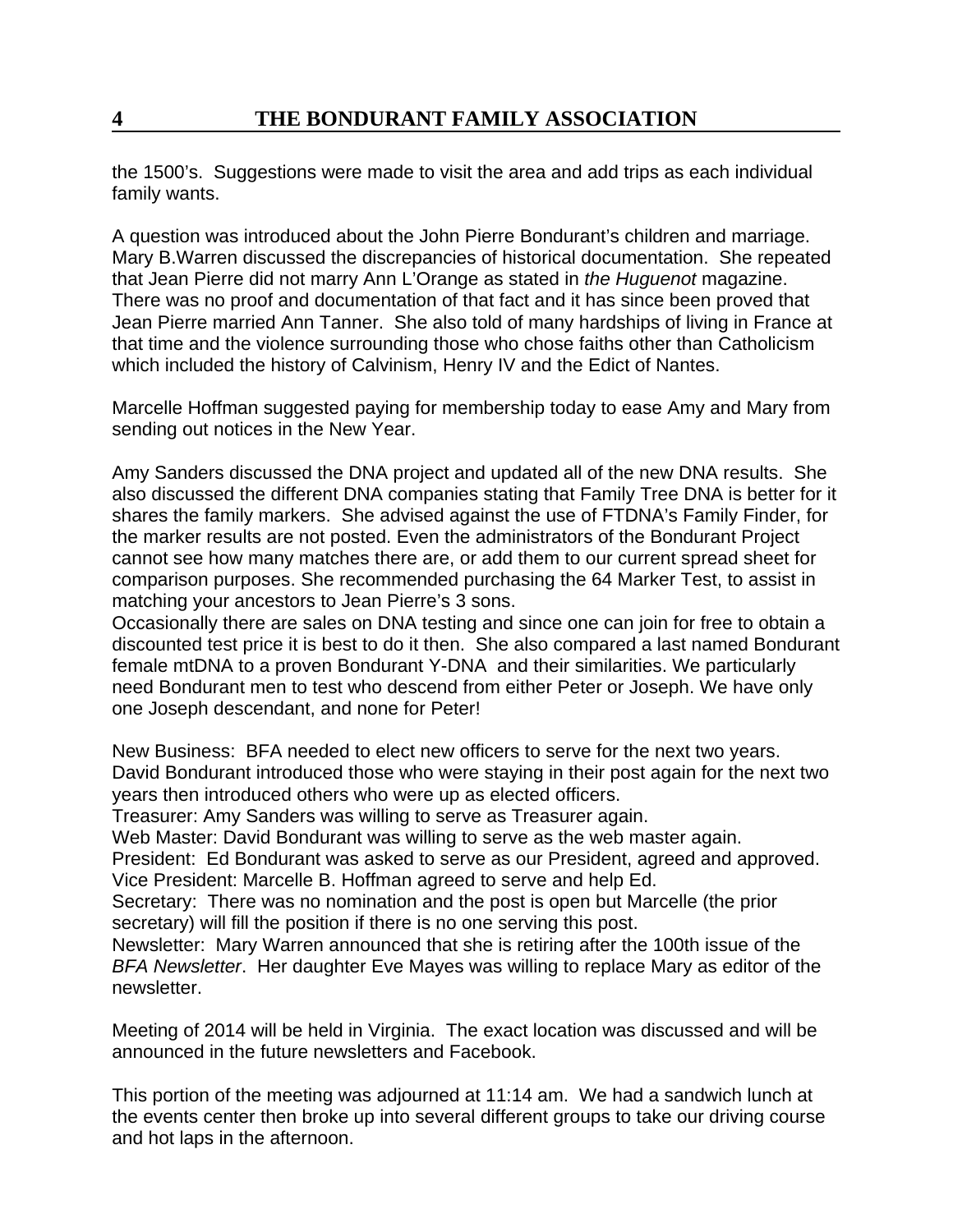the 1500's. Suggestions were made to visit the area and add trips as each individual family wants.

A question was introduced about the John Pierre Bondurant's children and marriage. Mary B.Warren discussed the discrepancies of historical documentation. She repeated that Jean Pierre did not marry Ann L'Orange as stated in *the Huguenot* magazine. There was no proof and documentation of that fact and it has since been proved that Jean Pierre married Ann Tanner. She also told of many hardships of living in France at that time and the violence surrounding those who chose faiths other than Catholicism which included the history of Calvinism, Henry IV and the Edict of Nantes.

Marcelle Hoffman suggested paying for membership today to ease Amy and Mary from sending out notices in the New Year.

Amy Sanders discussed the DNA project and updated all of the new DNA results. She also discussed the different DNA companies stating that Family Tree DNA is better for it shares the family markers. She advised against the use of FTDNA's Family Finder, for the marker results are not posted. Even the administrators of the Bondurant Project cannot see how many matches there are, or add them to our current spread sheet for comparison purposes. She recommended purchasing the 64 Marker Test, to assist in matching your ancestors to Jean Pierre's 3 sons.
Occasionally there are sales on DNA testing and since one can join for free to obtain a discounted test price it is best to do it then. She also compared a last named Bondurant female mtDNA to a proven Bondurant Y-DNA and their similarities. We particularly need Bondurant men to test who descend from either Peter or Joseph. We have only one Joseph descendant, and none for Peter!

New Business: BFA needed to elect new officers to serve for the next two years. David Bondurant introduced those who were staying in their post again for the next two years then introduced others who were up as elected officers.
Treasurer: Amy Sanders was willing to serve as Treasurer again.
Web Master: David Bondurant was willing to serve as the web master again.
President: Ed Bondurant was asked to serve as our President, agreed and approved.
Vice President: Marcelle B. Hoffman agreed to serve and help Ed.
Secretary: There was no nomination and the post is open but Marcelle (the prior secretary) will fill the position if there is no one serving this post.
Newsletter: Mary Warren announced that she is retiring after the 100th issue of the *BFA Newsletter*. Her daughter Eve Mayes was willing to replace Mary as editor of the newsletter.

Meeting of 2014 will be held in Virginia. The exact location was discussed and will be announced in the future newsletters and Facebook.

This portion of the meeting was adjourned at 11:14 am. We had a sandwich lunch at the events center then broke up into several different groups to take our driving course and hot laps in the afternoon.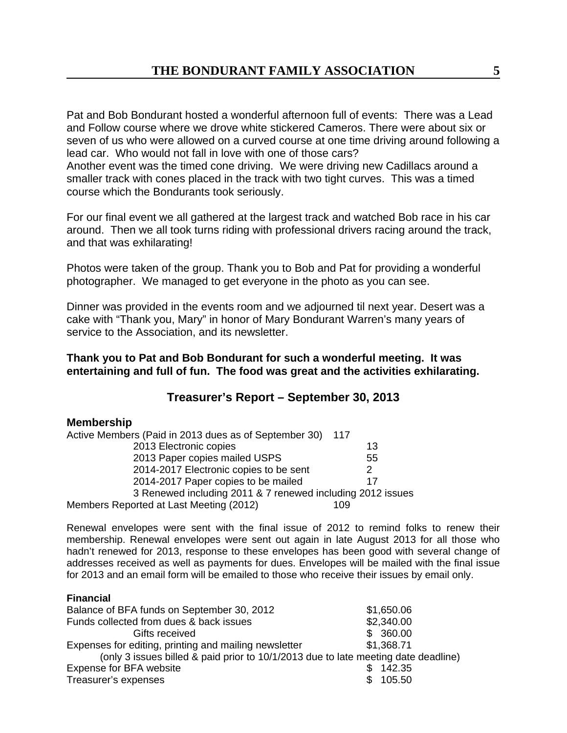Pat and Bob Bondurant hosted a wonderful afternoon full of events: There was a Lead and Follow course where we drove white stickered Cameros. There were about six or seven of us who were allowed on a curved course at one time driving around following a lead car. Who would not fall in love with one of those cars?
Another event was the timed cone driving. We were driving new Cadillacs around a smaller track with cones placed in the track with two tight curves. This was a timed course which the Bondurants took seriously.

For our final event we all gathered at the largest track and watched Bob race in his car around. Then we all took turns riding with professional drivers racing around the track, and that was exhilarating!

Photos were taken of the group. Thank you to Bob and Pat for providing a wonderful photographer. We managed to get everyone in the photo as you can see.

Dinner was provided in the events room and we adjourned til next year. Desert was a cake with "Thank you, Mary" in honor of Mary Bondurant Warren's many years of service to the Association, and its newsletter.

**Thank you to Pat and Bob Bondurant for such a wonderful meeting. It was entertaining and full of fun. The food was great and the activities exhilarating.**

## Treasurer's Report – September 30, 2013

**Membership**

| | | |
|---|---|---|
| Active Members (Paid in 2013 dues as of September 30) | 117 | |
| 2013 Electronic copies | | 13 |
| 2013 Paper copies mailed USPS | | 55 |
| 2014-2017 Electronic copies to be sent | | 2 |
| 2014-2017 Paper copies to be mailed | | 17 |
| 3 Renewed including 2011 & 7 renewed including 2012 issues | | |
| Members Reported at Last Meeting (2012) | 109 | |

Renewal envelopes were sent with the final issue of 2012 to remind folks to renew their membership. Renewal envelopes were sent out again in late August 2013 for all those who hadn't renewed for 2013, response to these envelopes has been good with several change of addresses received as well as payments for dues. Envelopes will be mailed with the final issue for 2013 and an email form will be emailed to those who receive their issues by email only.

**Financial**

| | |
|---|---|
| Balance of BFA funds on September 30, 2012 | $1,650.06 |
| Funds collected from dues & back issues | $2,340.00 |
| Gifts received | $ 360.00 |
| Expenses for editing, printing and mailing newsletter | $1,368.71 |
| (only 3 issues billed & paid prior to 10/1/2013 due to late meeting date deadline) | |
| Expense for BFA website | $ 142.35 |
| Treasurer's expenses | $ 105.50 |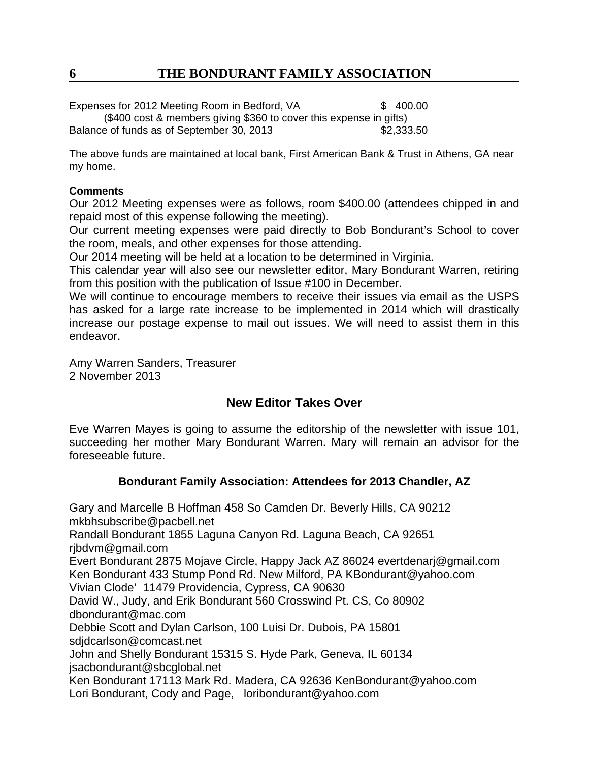Expenses for 2012 Meeting Room in Bedford, VA $ 400.00
($400 cost & members giving $360 to cover this expense in gifts)
Balance of funds as of September 30, 2013 $2,333.50

The above funds are maintained at local bank, First American Bank & Trust in Athens, GA near my home.

**Comments**

Our 2012 Meeting expenses were as follows, room $400.00 (attendees chipped in and repaid most of this expense following the meeting).

Our current meeting expenses were paid directly to Bob Bondurant's School to cover the room, meals, and other expenses for those attending.

Our 2014 meeting will be held at a location to be determined in Virginia.

This calendar year will also see our newsletter editor, Mary Bondurant Warren, retiring from this position with the publication of Issue #100 in December.

We will continue to encourage members to receive their issues via email as the USPS has asked for a large rate increase to be implemented in 2014 which will drastically increase our postage expense to mail out issues. We will need to assist them in this endeavor.

Amy Warren Sanders, Treasurer
2 November 2013

## New Editor Takes Over

Eve Warren Mayes is going to assume the editorship of the newsletter with issue 101, succeeding her mother Mary Bondurant Warren. Mary will remain an advisor for the foreseeable future.

### Bondurant Family Association: Attendees for 2013 Chandler, AZ

Gary and Marcelle B Hoffman 458 So Camden Dr. Beverly Hills, CA 90212
mkbhsubscribe@pacbell.net
Randall Bondurant 1855 Laguna Canyon Rd. Laguna Beach, CA 92651
rjbdvm@gmail.com
Evert Bondurant 2875 Mojave Circle, Happy Jack AZ 86024 evertdenarj@gmail.com
Ken Bondurant 433 Stump Pond Rd. New Milford, PA KBondurant@yahoo.com
Vivian Clode' 11479 Providencia, Cypress, CA 90630
David W., Judy, and Erik Bondurant 560 Crosswind Pt. CS, Co 80902
dbondurant@mac.com
Debbie Scott and Dylan Carlson, 100 Luisi Dr. Dubois, PA 15801
sdjdcarlson@comcast.net
John and Shelly Bondurant 15315 S. Hyde Park, Geneva, IL 60134
jsacbondurant@sbcglobal.net
Ken Bondurant 17113 Mark Rd. Madera, CA 92636 KenBondurant@yahoo.com
Lori Bondurant, Cody and Page, loribondurant@yahoo.com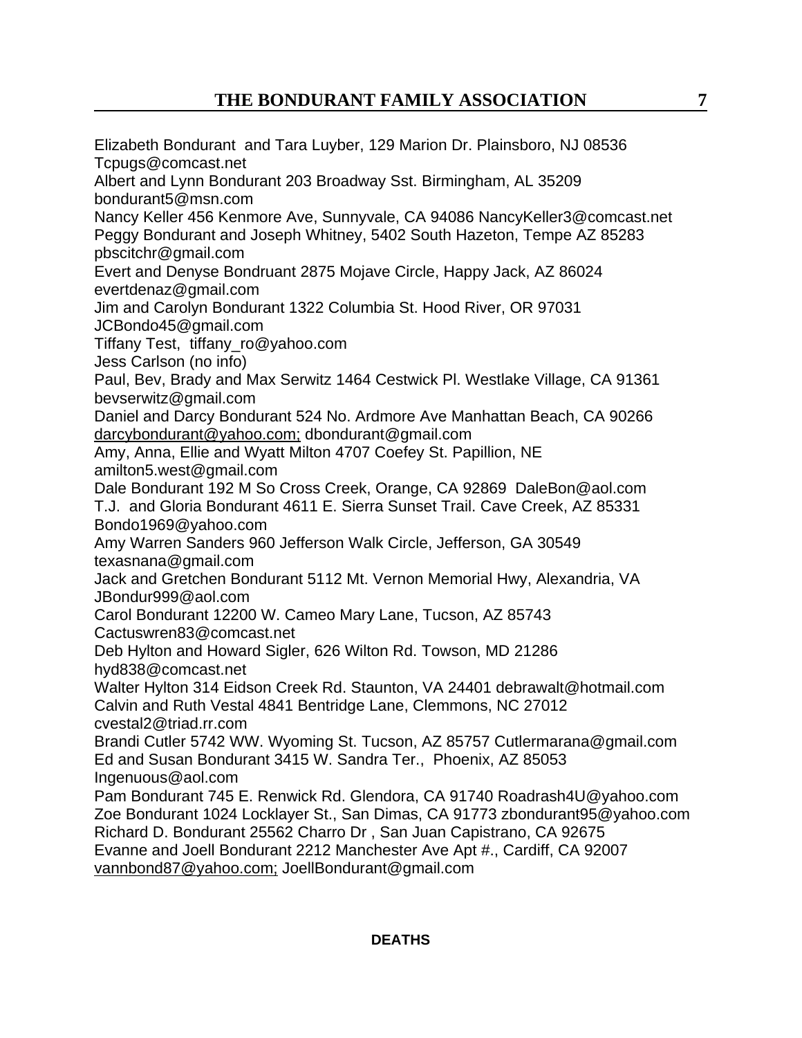Elizabeth Bondurant and Tara Luyber, 129 Marion Dr. Plainsboro, NJ 08536
Tcpugs@comcast.net
Albert and Lynn Bondurant 203 Broadway Sst. Birmingham, AL 35209
bondurant5@msn.com
Nancy Keller 456 Kenmore Ave, Sunnyvale, CA 94086 NancyKeller3@comcast.net
Peggy Bondurant and Joseph Whitney, 5402 South Hazeton, Tempe AZ 85283
pbscitchr@gmail.com
Evert and Denyse Bondruant 2875 Mojave Circle, Happy Jack, AZ 86024
evertdenaz@gmail.com
Jim and Carolyn Bondurant 1322 Columbia St. Hood River, OR 97031
JCBondo45@gmail.com
Tiffany Test, tiffany_ro@yahoo.com
Jess Carlson (no info)
Paul, Bev, Brady and Max Serwitz 1464 Cestwick Pl. Westlake Village, CA 91361
bevserwitz@gmail.com
Daniel and Darcy Bondurant 524 No. Ardmore Ave Manhattan Beach, CA 90266
darcybondurant@yahoo.com; dbondurant@gmail.com
Amy, Anna, Ellie and Wyatt Milton 4707 Coefey St. Papillion, NE
amilton5.west@gmail.com
Dale Bondurant 192 M So Cross Creek, Orange, CA 92869 DaleBon@aol.com
T.J. and Gloria Bondurant 4611 E. Sierra Sunset Trail. Cave Creek, AZ 85331
Bondo1969@yahoo.com
Amy Warren Sanders 960 Jefferson Walk Circle, Jefferson, GA 30549
texasnana@gmail.com
Jack and Gretchen Bondurant 5112 Mt. Vernon Memorial Hwy, Alexandria, VA
JBondur999@aol.com
Carol Bondurant 12200 W. Cameo Mary Lane, Tucson, AZ 85743
Cactuswren83@comcast.net
Deb Hylton and Howard Sigler, 626 Wilton Rd. Towson, MD 21286
hyd838@comcast.net
Walter Hylton 314 Eidson Creek Rd. Staunton, VA 24401 debrawalt@hotmail.com
Calvin and Ruth Vestal 4841 Bentridge Lane, Clemmons, NC 27012
cvestal2@triad.rr.com
Brandi Cutler 5742 WW. Wyoming St. Tucson, AZ 85757 Cutlermarana@gmail.com
Ed and Susan Bondurant 3415 W. Sandra Ter., Phoenix, AZ 85053
Ingenuous@aol.com
Pam Bondurant 745 E. Renwick Rd. Glendora, CA 91740 Roadrash4U@yahoo.com
Zoe Bondurant 1024 Locklayer St., San Dimas, CA 91773 zbondurant95@yahoo.com
Richard D. Bondurant 25562 Charro Dr , San Juan Capistrano, CA 92675
Evanne and Joell Bondurant 2212 Manchester Ave Apt #., Cardiff, CA 92007
vannbond87@yahoo.com; JoellBondurant@gmail.com

**DEATHS**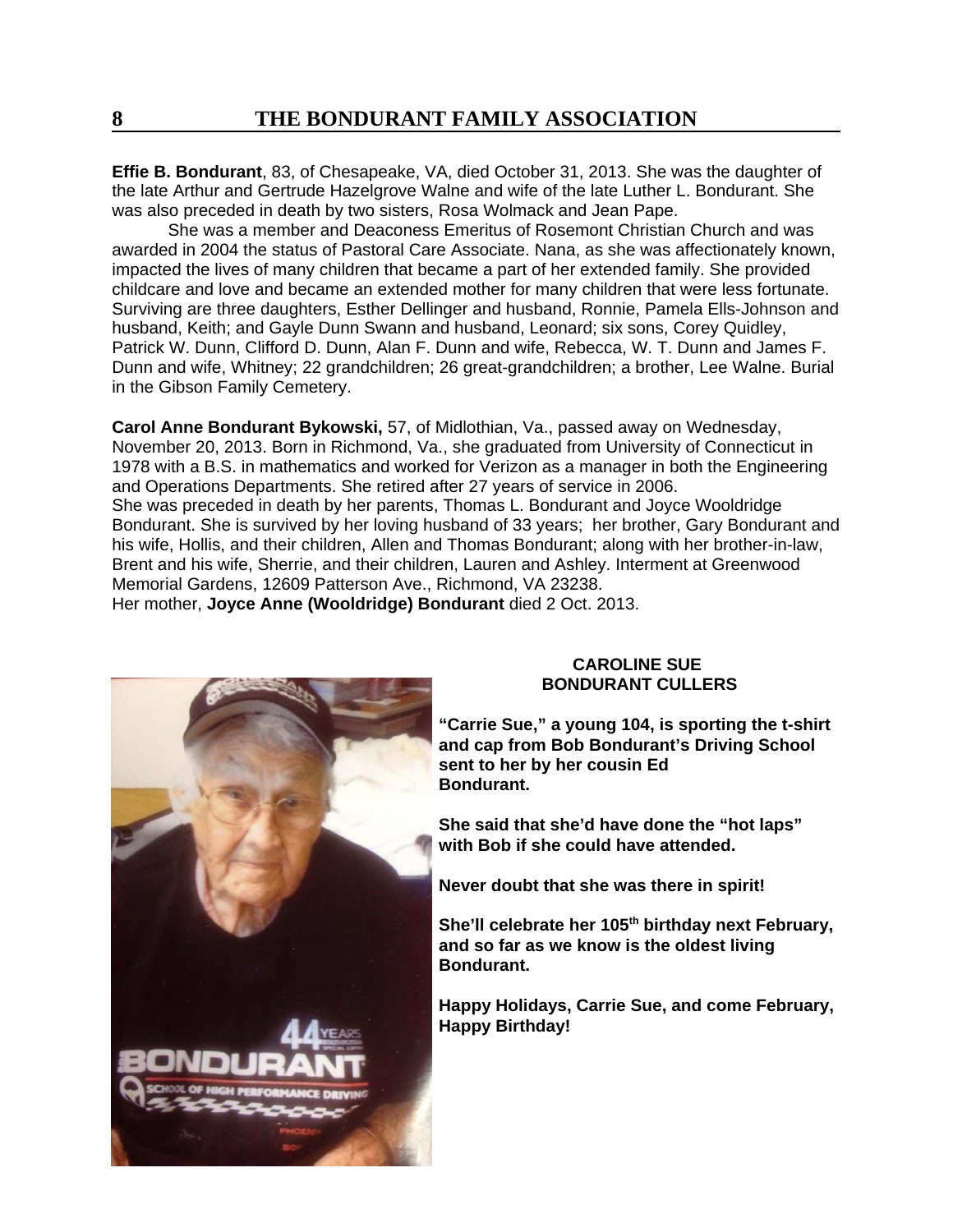**Effie B. Bondurant**, 83, of Chesapeake, VA, died October 31, 2013. She was the daughter of the late Arthur and Gertrude Hazelgrove Walne and wife of the late Luther L. Bondurant. She was also preceded in death by two sisters, Rosa Wolmack and Jean Pape.

She was a member and Deaconess Emeritus of Rosemont Christian Church and was awarded in 2004 the status of Pastoral Care Associate. Nana, as she was affectionately known, impacted the lives of many children that became a part of her extended family. She provided childcare and love and became an extended mother for many children that were less fortunate. Surviving are three daughters, Esther Dellinger and husband, Ronnie, Pamela Ells-Johnson and husband, Keith; and Gayle Dunn Swann and husband, Leonard; six sons, Corey Quidley, Patrick W. Dunn, Clifford D. Dunn, Alan F. Dunn and wife, Rebecca, W. T. Dunn and James F. Dunn and wife, Whitney; 22 grandchildren; 26 great-grandchildren; a brother, Lee Walne. Burial in the Gibson Family Cemetery.

**Carol Anne Bondurant Bykowski,** 57, of Midlothian, Va., passed away on Wednesday, November 20, 2013. Born in Richmond, Va., she graduated from University of Connecticut in 1978 with a B.S. in mathematics and worked for Verizon as a manager in both the Engineering and Operations Departments. She retired after 27 years of service in 2006.
She was preceded in death by her parents, Thomas L. Bondurant and Joyce Wooldridge Bondurant. She is survived by her loving husband of 33 years; her brother, Gary Bondurant and his wife, Hollis, and their children, Allen and Thomas Bondurant; along with her brother-in-law, Brent and his wife, Sherrie, and their children, Lauren and Ashley. Interment at Greenwood Memorial Gardens, 12609 Patterson Ave., Richmond, VA 23238.
Her mother, **Joyce Anne (Wooldridge) Bondurant** died 2 Oct. 2013.

**CAROLINE SUE BONDURANT CULLERS**

**"Carrie Sue," a young 104, is sporting the t-shirt and cap from Bob Bondurant's Driving School sent to her by her cousin Ed Bondurant.**

**She said that she'd have done the "hot laps" with Bob if she could have attended.**

**Never doubt that she was there in spirit!**

**She'll celebrate her 105th birthday next February, and so far as we know is the oldest living Bondurant.**

**Happy Holidays, Carrie Sue, and come February, Happy Birthday!**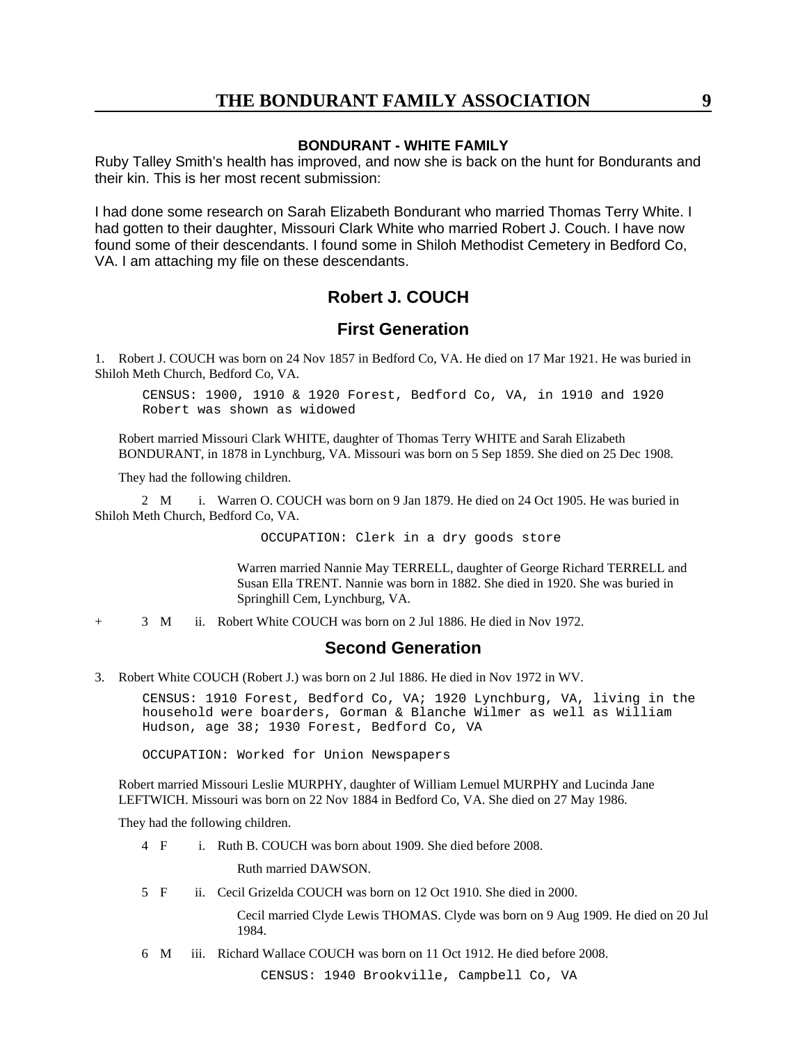**BONDURANT - WHITE FAMILY**

Ruby Talley Smith's health has improved, and now she is back on the hunt for Bondurants and their kin. This is her most recent submission:

I had done some research on Sarah Elizabeth Bondurant who married Thomas Terry White. I had gotten to their daughter, Missouri Clark White who married Robert J. Couch. I have now found some of their descendants. I found some in Shiloh Methodist Cemetery in Bedford Co, VA. I am attaching my file on these descendants.

## Robert J. COUCH

## First Generation

1. Robert J. COUCH was born on 24 Nov 1857 in Bedford Co, VA. He died on 17 Mar 1921. He was buried in Shiloh Meth Church, Bedford Co, VA.

    CENSUS: 1900, 1910 & 1920 Forest, Bedford Co, VA, in 1910 and 1920 Robert was shown as widowed

Robert married Missouri Clark WHITE, daughter of Thomas Terry WHITE and Sarah Elizabeth BONDURANT, in 1878 in Lynchburg, VA. Missouri was born on 5 Sep 1859. She died on 25 Dec 1908.

They had the following children.

2 M i. Warren O. COUCH was born on 9 Jan 1879. He died on 24 Oct 1905. He was buried in Shiloh Meth Church, Bedford Co, VA.

    OCCUPATION: Clerk in a dry goods store

    Warren married Nannie May TERRELL, daughter of George Richard TERRELL and Susan Ella TRENT. Nannie was born in 1882. She died in 1920. She was buried in Springhill Cem, Lynchburg, VA.

+ 3 M ii. Robert White COUCH was born on 2 Jul 1886. He died in Nov 1972.

## Second Generation

3. Robert White COUCH (Robert J.) was born on 2 Jul 1886. He died in Nov 1972 in WV.

    CENSUS: 1910 Forest, Bedford Co, VA; 1920 Lynchburg, VA, living in the household were boarders, Gorman & Blanche Wilmer as well as William Hudson, age 38; 1930 Forest, Bedford Co, VA

    OCCUPATION: Worked for Union Newspapers

Robert married Missouri Leslie MURPHY, daughter of William Lemuel MURPHY and Lucinda Jane LEFTWICH. Missouri was born on 22 Nov 1884 in Bedford Co, VA. She died on 27 May 1986.

They had the following children.

4 F i. Ruth B. COUCH was born about 1909. She died before 2008.

    Ruth married DAWSON.

5 F ii. Cecil Grizelda COUCH was born on 12 Oct 1910. She died in 2000.

    Cecil married Clyde Lewis THOMAS. Clyde was born on 9 Aug 1909. He died on 20 Jul 1984.

6 M iii. Richard Wallace COUCH was born on 11 Oct 1912. He died before 2008.

    CENSUS: 1940 Brookville, Campbell Co, VA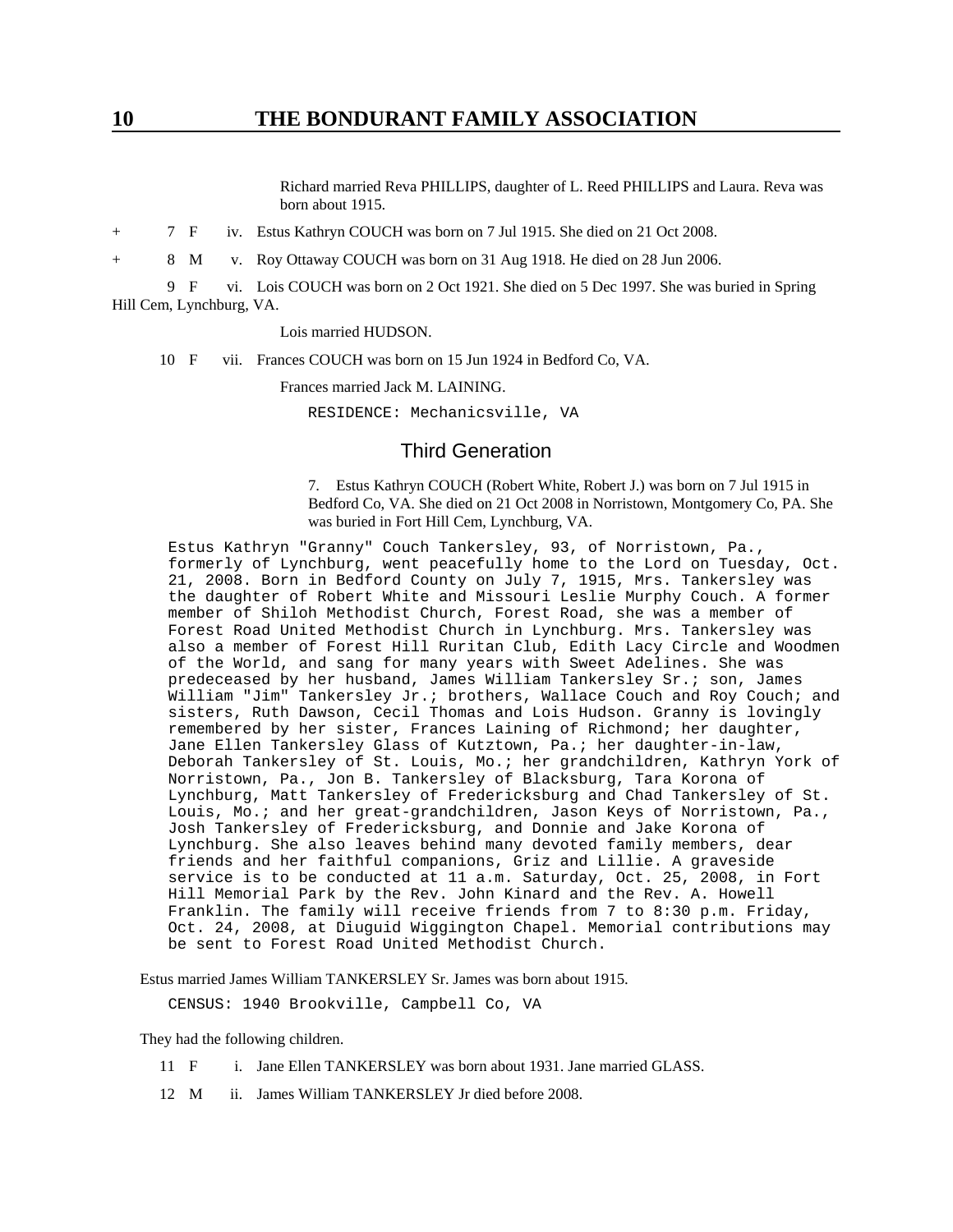Richard married Reva PHILLIPS, daughter of L. Reed PHILLIPS and Laura. Reva was born about 1915.

+ 7 F iv. Estus Kathryn COUCH was born on 7 Jul 1915. She died on 21 Oct 2008.

+ 8 M v. Roy Ottaway COUCH was born on 31 Aug 1918. He died on 28 Jun 2006.

9 F vi. Lois COUCH was born on 2 Oct 1921. She died on 5 Dec 1997. She was buried in Spring Hill Cem, Lynchburg, VA.

Lois married HUDSON.

10 F vii. Frances COUCH was born on 15 Jun 1924 in Bedford Co, VA.

Frances married Jack M. LAINING.

```
RESIDENCE: Mechanicsville, VA
```

## Third Generation

7. Estus Kathryn COUCH (Robert White, Robert J.) was born on 7 Jul 1915 in Bedford Co, VA. She died on 21 Oct 2008 in Norristown, Montgomery Co, PA. She was buried in Fort Hill Cem, Lynchburg, VA.

```
Estus Kathryn "Granny" Couch Tankersley, 93, of Norristown, Pa.,
formerly of Lynchburg, went peacefully home to the Lord on Tuesday, Oct.
21, 2008. Born in Bedford County on July 7, 1915, Mrs. Tankersley was
the daughter of Robert White and Missouri Leslie Murphy Couch. A former
member of Shiloh Methodist Church, Forest Road, she was a member of
Forest Road United Methodist Church in Lynchburg. Mrs. Tankersley was
also a member of Forest Hill Ruritan Club, Edith Lacy Circle and Woodmen
of the World, and sang for many years with Sweet Adelines. She was
predeceased by her husband, James William Tankersley Sr.; son, James
William "Jim" Tankersley Jr.; brothers, Wallace Couch and Roy Couch; and
sisters, Ruth Dawson, Cecil Thomas and Lois Hudson. Granny is lovingly
remembered by her sister, Frances Laining of Richmond; her daughter,
Jane Ellen Tankersley Glass of Kutztown, Pa.; her daughter-in-law,
Deborah Tankersley of St. Louis, Mo.; her grandchildren, Kathryn York of
Norristown, Pa., Jon B. Tankersley of Blacksburg, Tara Korona of
Lynchburg, Matt Tankersley of Fredericksburg and Chad Tankersley of St.
Louis, Mo.; and her great-grandchildren, Jason Keys of Norristown, Pa.,
Josh Tankersley of Fredericksburg, and Donnie and Jake Korona of
Lynchburg. She also leaves behind many devoted family members, dear
friends and her faithful companions, Griz and Lillie. A graveside
service is to be conducted at 11 a.m. Saturday, Oct. 25, 2008, in Fort
Hill Memorial Park by the Rev. John Kinard and the Rev. A. Howell
Franklin. The family will receive friends from 7 to 8:30 p.m. Friday,
Oct. 24, 2008, at Diuguid Wiggington Chapel. Memorial contributions may
be sent to Forest Road United Methodist Church.
```

Estus married James William TANKERSLEY Sr. James was born about 1915.

```
CENSUS: 1940 Brookville, Campbell Co, VA
```

They had the following children.

11 F i. Jane Ellen TANKERSLEY was born about 1931. Jane married GLASS.

12 M ii. James William TANKERSLEY Jr died before 2008.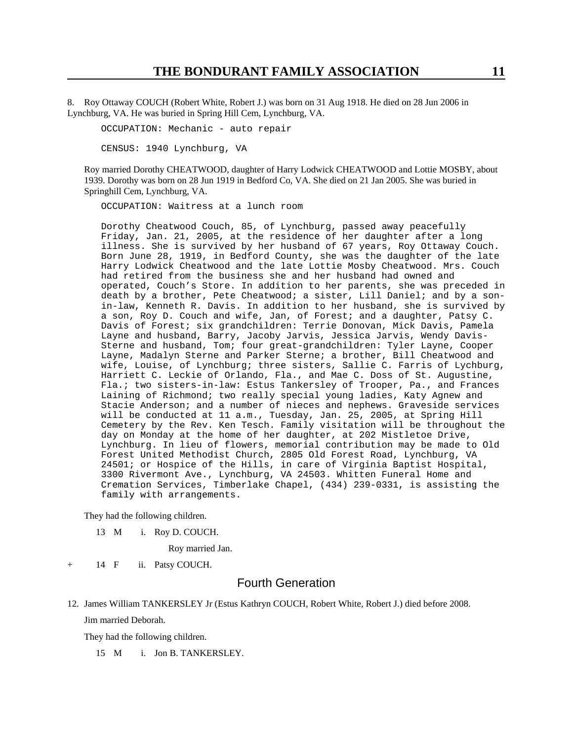8. Roy Ottaway COUCH (Robert White, Robert J.) was born on 31 Aug 1918. He died on 28 Jun 2006 in Lynchburg, VA. He was buried in Spring Hill Cem, Lynchburg, VA.

```
OCCUPATION: Mechanic - auto repair

CENSUS: 1940 Lynchburg, VA
```

Roy married Dorothy CHEATWOOD, daughter of Harry Lodwick CHEATWOOD and Lottie MOSBY, about 1939. Dorothy was born on 28 Jun 1919 in Bedford Co, VA. She died on 21 Jan 2005. She was buried in Springhill Cem, Lynchburg, VA.

```
OCCUPATION: Waitress at a lunch room

Dorothy Cheatwood Couch, 85, of Lynchburg, passed away peacefully
Friday, Jan. 21, 2005, at the residence of her daughter after a long
illness. She is survived by her husband of 67 years, Roy Ottaway Couch.
Born June 28, 1919, in Bedford County, she was the daughter of the late
Harry Lodwick Cheatwood and the late Lottie Mosby Cheatwood. Mrs. Couch
had retired from the business she and her husband had owned and
operated, Couch's Store. In addition to her parents, she was preceded in
death by a brother, Pete Cheatwood; a sister, Lill Daniel; and by a son-
in-law, Kenneth R. Davis. In addition to her husband, she is survived by
a son, Roy D. Couch and wife, Jan, of Forest; and a daughter, Patsy C.
Davis of Forest; six grandchildren: Terrie Donovan, Mick Davis, Pamela
Layne and husband, Barry, Jacoby Jarvis, Jessica Jarvis, Wendy Davis-
Sterne and husband, Tom; four great-grandchildren: Tyler Layne, Cooper
Layne, Madalyn Sterne and Parker Sterne; a brother, Bill Cheatwood and
wife, Louise, of Lynchburg; three sisters, Sallie C. Farris of Lychburg,
Harriett C. Leckie of Orlando, Fla., and Mae C. Doss of St. Augustine,
Fla.; two sisters-in-law: Estus Tankersley of Trooper, Pa., and Frances
Laining of Richmond; two really special young ladies, Katy Agnew and
Stacie Anderson; and a number of nieces and nephews. Graveside services
will be conducted at 11 a.m., Tuesday, Jan. 25, 2005, at Spring Hill
Cemetery by the Rev. Ken Tesch. Family visitation will be throughout the
day on Monday at the home of her daughter, at 202 Mistletoe Drive,
Lynchburg. In lieu of flowers, memorial contribution may be made to Old
Forest United Methodist Church, 2805 Old Forest Road, Lynchburg, VA
24501; or Hospice of the Hills, in care of Virginia Baptist Hospital,
3300 Rivermont Ave., Lynchburg, VA 24503. Whitten Funeral Home and
Cremation Services, Timberlake Chapel, (434) 239-0331, is assisting the
family with arrangements.
```

They had the following children.

13 M i. Roy D. COUCH.

Roy married Jan.

\+ 14 F ii. Patsy COUCH.

## Fourth Generation

12. James William TANKERSLEY Jr (Estus Kathryn COUCH, Robert White, Robert J.) died before 2008.

Jim married Deborah.

They had the following children.

15 M i. Jon B. TANKERSLEY.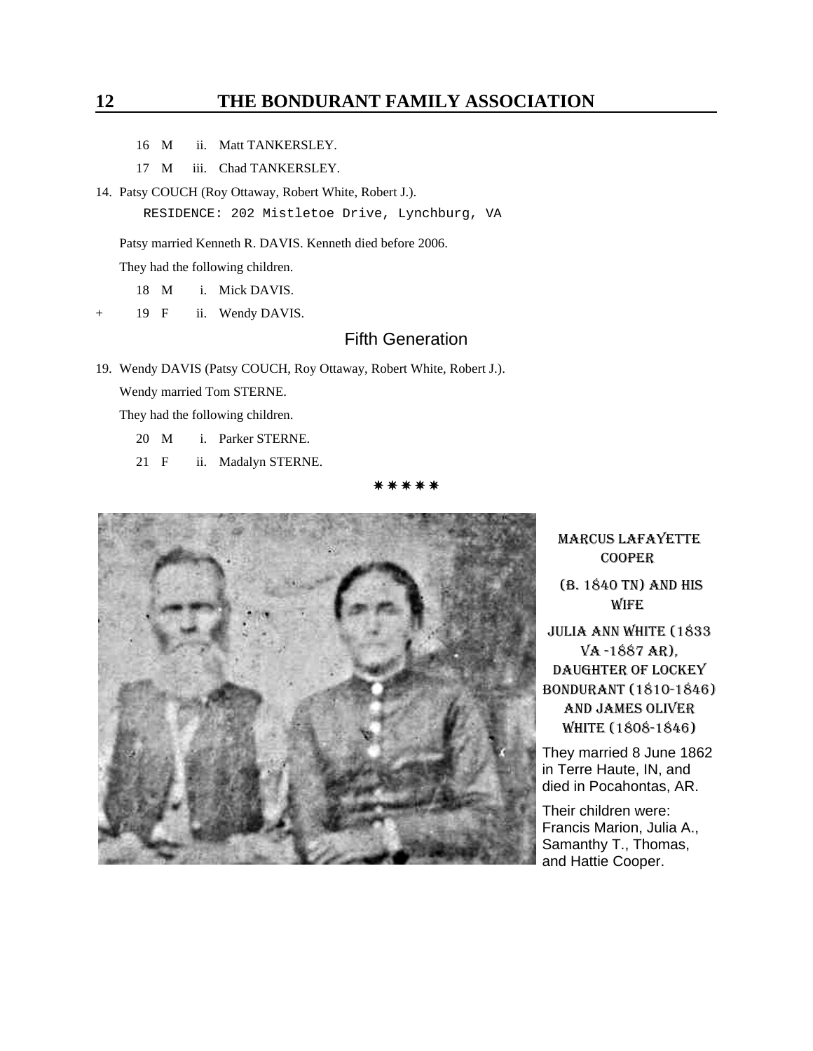16 M ii. Matt TANKERSLEY.

17 M iii. Chad TANKERSLEY.

14. Patsy COUCH (Roy Ottaway, Robert White, Robert J.).

```
RESIDENCE: 202 Mistletoe Drive, Lynchburg, VA
```

Patsy married Kenneth R. DAVIS. Kenneth died before 2006.

They had the following children.

18 M i. Mick DAVIS.

+ 19 F ii. Wendy DAVIS.

## Fifth Generation

19. Wendy DAVIS (Patsy COUCH, Roy Ottaway, Robert White, Robert J.).

Wendy married Tom STERNE.

They had the following children.

20 M i. Parker STERNE.

21 F ii. Madalyn STERNE.

✷✷✷✷✷

**MARCUS LAFAYETTE COOPER (B. 1840 TN) AND HIS WIFE JULIA ANN WHITE (1833 VA -1887 AR), DAUGHTER OF LOCKEY BONDURANT (1810-1846) AND JAMES OLIVER WHITE (1808-1846)**

They married 8 June 1862 in Terre Haute, IN, and died in Pocahontas, AR.

Their children were: Francis Marion, Julia A., Samanthy T., Thomas, and Hattie Cooper.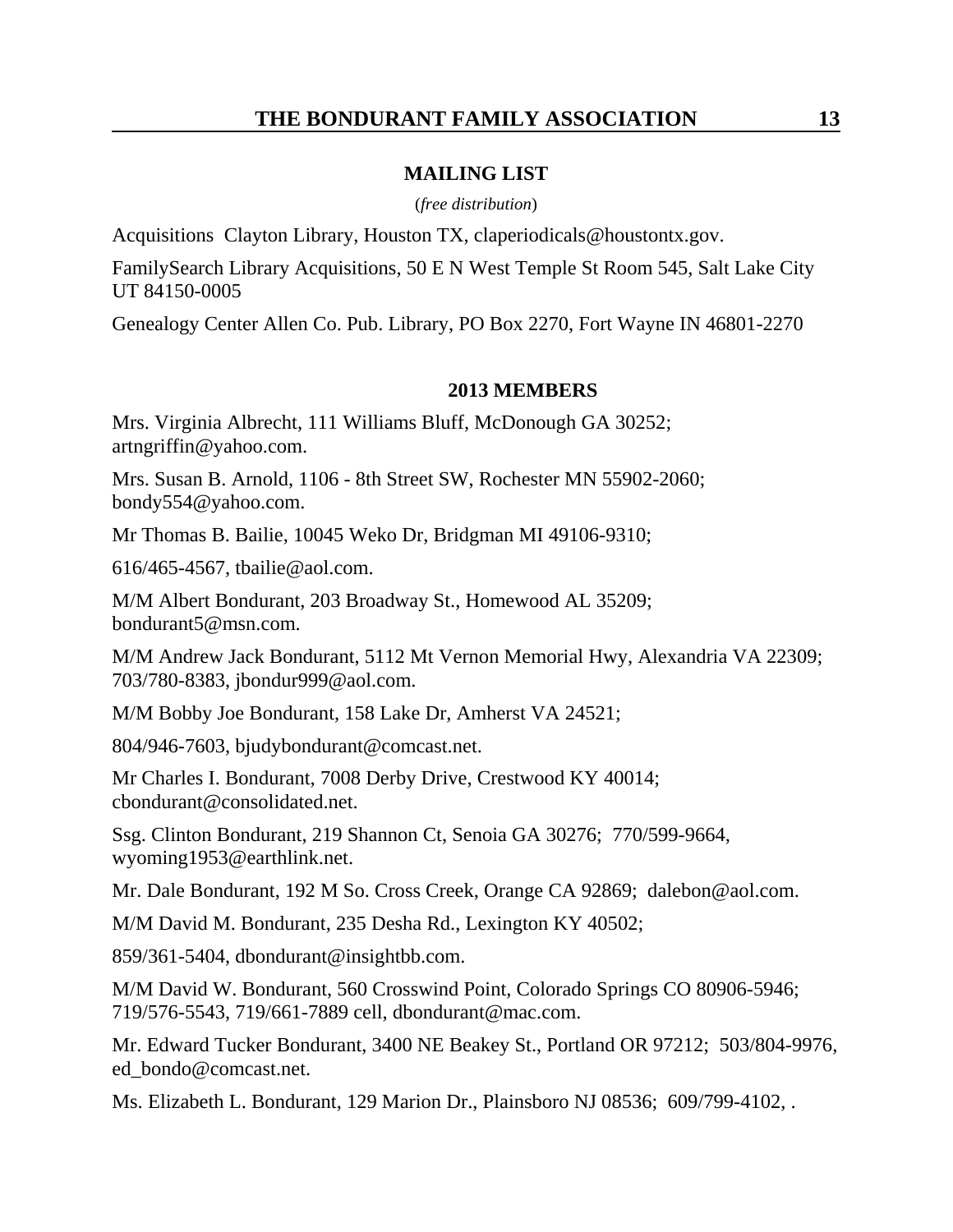## MAILING LIST

(*free distribution*)

Acquisitions  Clayton Library, Houston TX, claperiodicals@houstontx.gov.

FamilySearch Library Acquisitions, 50 E N West Temple St Room 545, Salt Lake City UT 84150-0005

Genealogy Center Allen Co. Pub. Library, PO Box 2270, Fort Wayne IN 46801-2270

## 2013 MEMBERS

Mrs. Virginia Albrecht, 111 Williams Bluff, McDonough GA 30252; artngriffin@yahoo.com.

Mrs. Susan B. Arnold, 1106 - 8th Street SW, Rochester MN 55902-2060; bondy554@yahoo.com.

Mr Thomas B. Bailie, 10045 Weko Dr, Bridgman MI 49106-9310;

616/465-4567, tbailie@aol.com.

M/M Albert Bondurant, 203 Broadway St., Homewood AL 35209; bondurant5@msn.com.

M/M Andrew Jack Bondurant, 5112 Mt Vernon Memorial Hwy, Alexandria VA 22309; 703/780-8383, jbondur999@aol.com.

M/M Bobby Joe Bondurant, 158 Lake Dr, Amherst VA 24521;

804/946-7603, bjudybondurant@comcast.net.

Mr Charles I. Bondurant, 7008 Derby Drive, Crestwood KY 40014; cbondurant@consolidated.net.

Ssg. Clinton Bondurant, 219 Shannon Ct, Senoia GA 30276;  770/599-9664, wyoming1953@earthlink.net.

Mr. Dale Bondurant, 192 M So. Cross Creek, Orange CA 92869;  dalebon@aol.com.

M/M David M. Bondurant, 235 Desha Rd., Lexington KY 40502;

859/361-5404, dbondurant@insightbb.com.

M/M David W. Bondurant, 560 Crosswind Point, Colorado Springs CO 80906-5946; 719/576-5543, 719/661-7889 cell, dbondurant@mac.com.

Mr. Edward Tucker Bondurant, 3400 NE Beakey St., Portland OR 97212;  503/804-9976, ed_bondo@comcast.net.

Ms. Elizabeth L. Bondurant, 129 Marion Dr., Plainsboro NJ 08536;  609/799-4102, .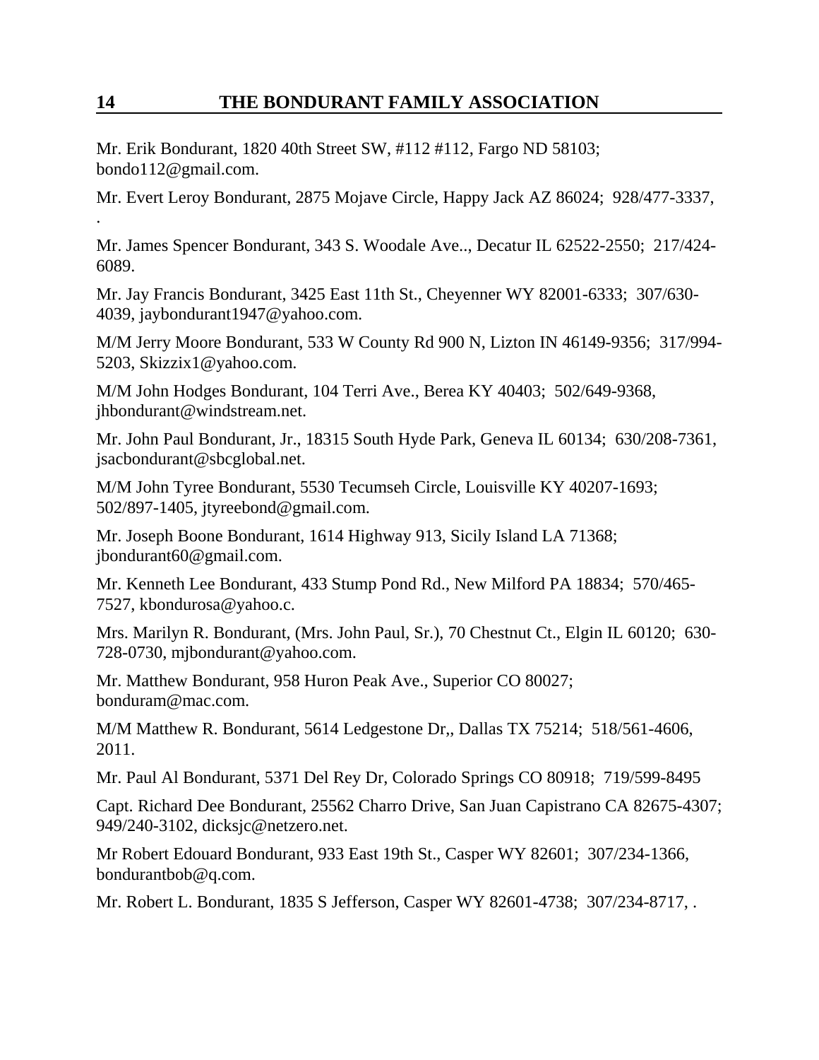Mr. Erik Bondurant, 1820 40th Street SW, #112 #112, Fargo ND 58103; bondo112@gmail.com.

Mr. Evert Leroy Bondurant, 2875 Mojave Circle, Happy Jack AZ 86024; 928/477-3337, .

Mr. James Spencer Bondurant, 343 S. Woodale Ave.., Decatur IL 62522-2550; 217/424-6089.

Mr. Jay Francis Bondurant, 3425 East 11th St., Cheyenner WY 82001-6333; 307/630-4039, jaybondurant1947@yahoo.com.

M/M Jerry Moore Bondurant, 533 W County Rd 900 N, Lizton IN 46149-9356; 317/994-5203, Skizzix1@yahoo.com.

M/M John Hodges Bondurant, 104 Terri Ave., Berea KY 40403; 502/649-9368, jhbondurant@windstream.net.

Mr. John Paul Bondurant, Jr., 18315 South Hyde Park, Geneva IL 60134; 630/208-7361, jsacbondurant@sbcglobal.net.

M/M John Tyree Bondurant, 5530 Tecumseh Circle, Louisville KY 40207-1693; 502/897-1405, jtyreebond@gmail.com.

Mr. Joseph Boone Bondurant, 1614 Highway 913, Sicily Island LA 71368; jbondurant60@gmail.com.

Mr. Kenneth Lee Bondurant, 433 Stump Pond Rd., New Milford PA 18834; 570/465-7527, kbondurosa@yahoo.c.

Mrs. Marilyn R. Bondurant, (Mrs. John Paul, Sr.), 70 Chestnut Ct., Elgin IL 60120; 630-728-0730, mjbondurant@yahoo.com.

Mr. Matthew Bondurant, 958 Huron Peak Ave., Superior CO 80027; bonduram@mac.com.

M/M Matthew R. Bondurant, 5614 Ledgestone Dr,, Dallas TX 75214; 518/561-4606, 2011.

Mr. Paul Al Bondurant, 5371 Del Rey Dr, Colorado Springs CO 80918; 719/599-8495

Capt. Richard Dee Bondurant, 25562 Charro Drive, San Juan Capistrano CA 82675-4307; 949/240-3102, dicksjc@netzero.net.

Mr Robert Edouard Bondurant, 933 East 19th St., Casper WY 82601; 307/234-1366, bondurantbob@q.com.

Mr. Robert L. Bondurant, 1835 S Jefferson, Casper WY 82601-4738; 307/234-8717, .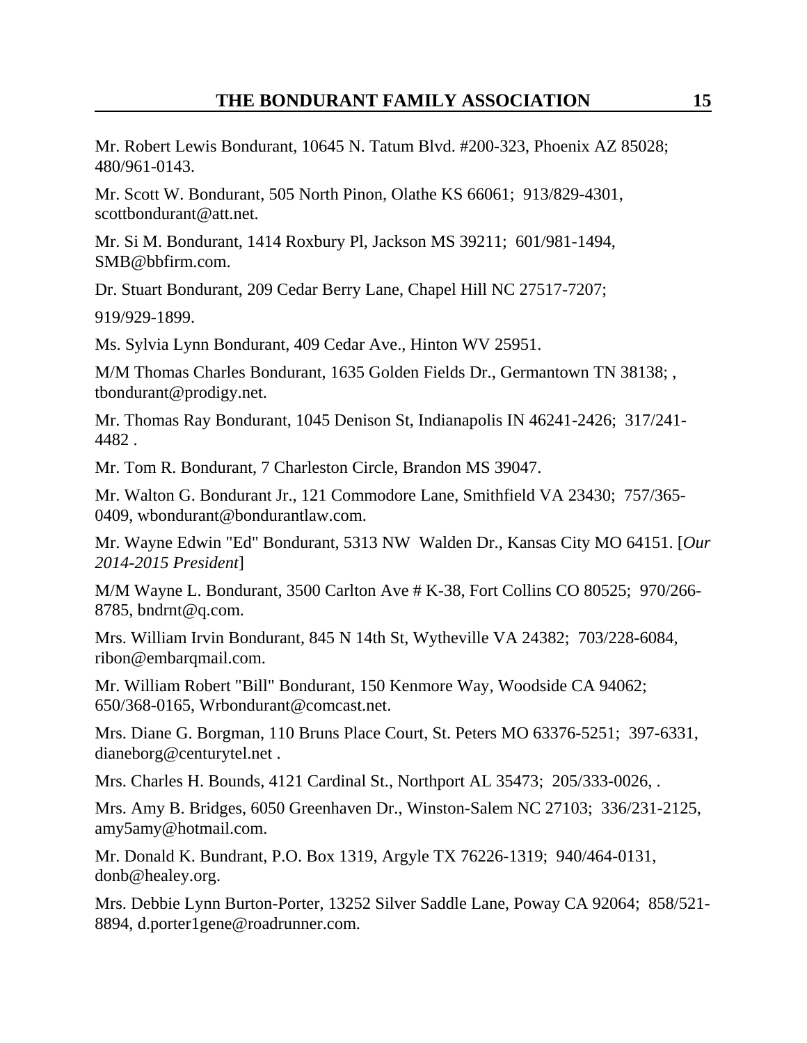Mr. Robert Lewis Bondurant, 10645 N. Tatum Blvd. #200-323, Phoenix AZ 85028; 480/961-0143.

Mr. Scott W. Bondurant, 505 North Pinon, Olathe KS 66061; 913/829-4301, scottbondurant@att.net.

Mr. Si M. Bondurant, 1414 Roxbury Pl, Jackson MS 39211; 601/981-1494, SMB@bbfirm.com.

Dr. Stuart Bondurant, 209 Cedar Berry Lane, Chapel Hill NC 27517-7207;

919/929-1899.

Ms. Sylvia Lynn Bondurant, 409 Cedar Ave., Hinton WV 25951.

M/M Thomas Charles Bondurant, 1635 Golden Fields Dr., Germantown TN 38138; , tbondurant@prodigy.net.

Mr. Thomas Ray Bondurant, 1045 Denison St, Indianapolis IN 46241-2426; 317/241-4482 .

Mr. Tom R. Bondurant, 7 Charleston Circle, Brandon MS 39047.

Mr. Walton G. Bondurant Jr., 121 Commodore Lane, Smithfield VA 23430; 757/365-0409, wbondurant@bondurantlaw.com.

Mr. Wayne Edwin "Ed" Bondurant, 5313 NW Walden Dr., Kansas City MO 64151. [*Our 2014-2015 President*]

M/M Wayne L. Bondurant, 3500 Carlton Ave # K-38, Fort Collins CO 80525; 970/266-8785, bndrnt@q.com.

Mrs. William Irvin Bondurant, 845 N 14th St, Wytheville VA 24382; 703/228-6084, ribon@embarqmail.com.

Mr. William Robert "Bill" Bondurant, 150 Kenmore Way, Woodside CA 94062; 650/368-0165, Wrbondurant@comcast.net.

Mrs. Diane G. Borgman, 110 Bruns Place Court, St. Peters MO 63376-5251; 397-6331, dianeborg@centurytel.net .

Mrs. Charles H. Bounds, 4121 Cardinal St., Northport AL 35473; 205/333-0026, .

Mrs. Amy B. Bridges, 6050 Greenhaven Dr., Winston-Salem NC 27103; 336/231-2125, amy5amy@hotmail.com.

Mr. Donald K. Bundrant, P.O. Box 1319, Argyle TX 76226-1319; 940/464-0131, donb@healey.org.

Mrs. Debbie Lynn Burton-Porter, 13252 Silver Saddle Lane, Poway CA 92064; 858/521-8894, d.porter1gene@roadrunner.com.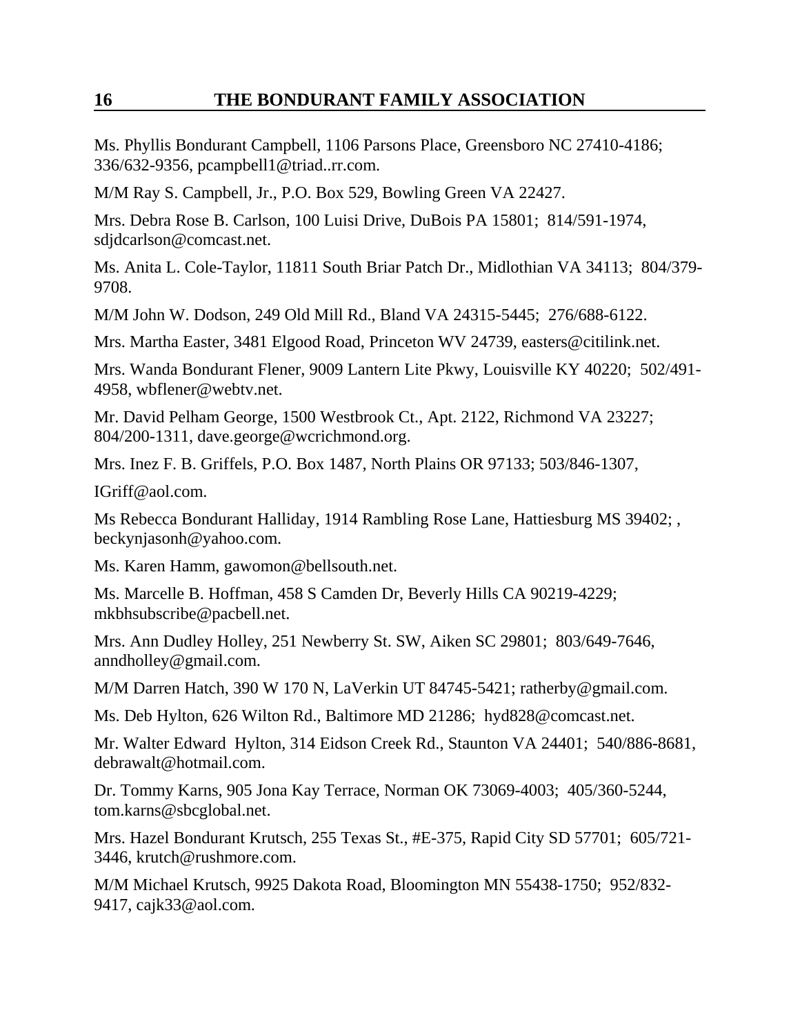Ms. Phyllis Bondurant Campbell, 1106 Parsons Place, Greensboro NC 27410-4186; 336/632-9356, pcampbell1@triad..rr.com.

M/M Ray S. Campbell, Jr., P.O. Box 529, Bowling Green VA 22427.

Mrs. Debra Rose B. Carlson, 100 Luisi Drive, DuBois PA 15801; 814/591-1974, sdjdcarlson@comcast.net.

Ms. Anita L. Cole-Taylor, 11811 South Briar Patch Dr., Midlothian VA 34113; 804/379-9708.

M/M John W. Dodson, 249 Old Mill Rd., Bland VA 24315-5445; 276/688-6122.

Mrs. Martha Easter, 3481 Elgood Road, Princeton WV 24739, easters@citilink.net.

Mrs. Wanda Bondurant Flener, 9009 Lantern Lite Pkwy, Louisville KY 40220; 502/491-4958, wbflener@webtv.net.

Mr. David Pelham George, 1500 Westbrook Ct., Apt. 2122, Richmond VA 23227; 804/200-1311, dave.george@wcrichmond.org.

Mrs. Inez F. B. Griffels, P.O. Box 1487, North Plains OR 97133; 503/846-1307,

IGriff@aol.com.

Ms Rebecca Bondurant Halliday, 1914 Rambling Rose Lane, Hattiesburg MS 39402; , beckynjasonh@yahoo.com.

Ms. Karen Hamm, gawomon@bellsouth.net.

Ms. Marcelle B. Hoffman, 458 S Camden Dr, Beverly Hills CA 90219-4229; mkbhsubscribe@pacbell.net.

Mrs. Ann Dudley Holley, 251 Newberry St. SW, Aiken SC 29801; 803/649-7646, anndholley@gmail.com.

M/M Darren Hatch, 390 W 170 N, LaVerkin UT 84745-5421; ratherby@gmail.com.

Ms. Deb Hylton, 626 Wilton Rd., Baltimore MD 21286; hyd828@comcast.net.

Mr. Walter Edward Hylton, 314 Eidson Creek Rd., Staunton VA 24401; 540/886-8681, debrawalt@hotmail.com.

Dr. Tommy Karns, 905 Jona Kay Terrace, Norman OK 73069-4003; 405/360-5244, tom.karns@sbcglobal.net.

Mrs. Hazel Bondurant Krutsch, 255 Texas St., #E-375, Rapid City SD 57701; 605/721-3446, krutch@rushmore.com.

M/M Michael Krutsch, 9925 Dakota Road, Bloomington MN 55438-1750; 952/832-9417, cajk33@aol.com.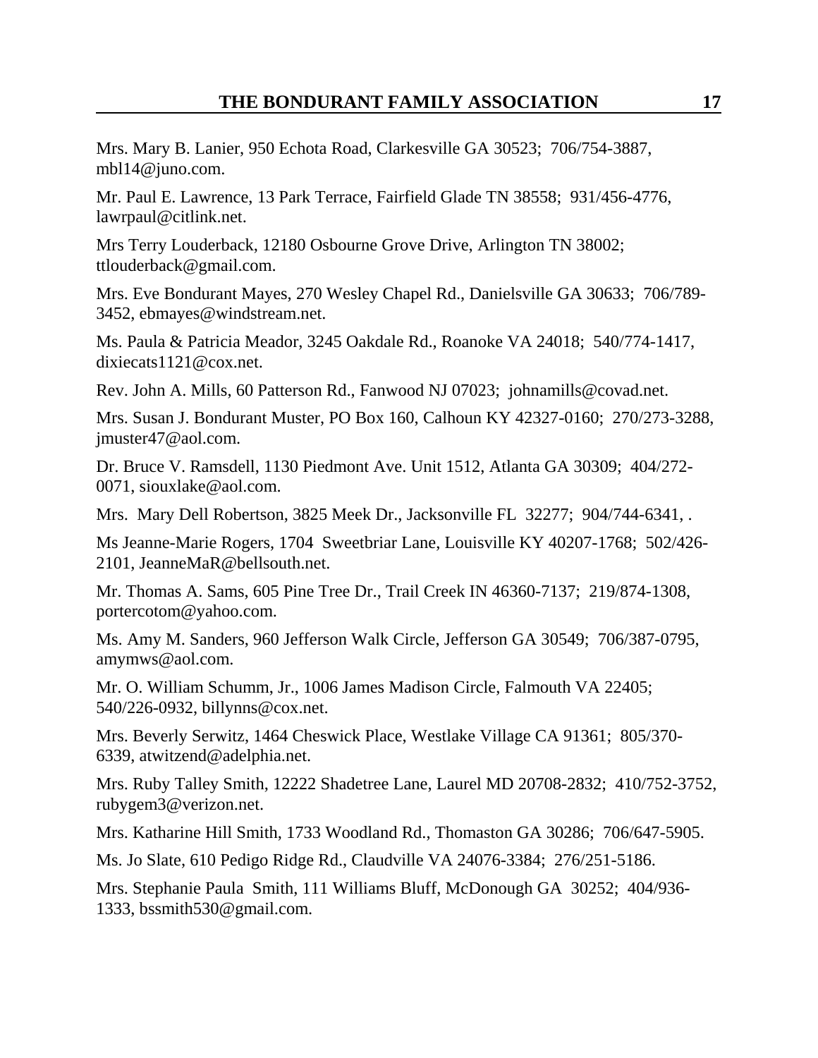Mrs. Mary B. Lanier, 950 Echota Road, Clarkesville GA 30523; 706/754-3887, mbl14@juno.com.

Mr. Paul E. Lawrence, 13 Park Terrace, Fairfield Glade TN 38558; 931/456-4776, lawrpaul@citlink.net.

Mrs Terry Louderback, 12180 Osbourne Grove Drive, Arlington TN 38002; ttlouderback@gmail.com.

Mrs. Eve Bondurant Mayes, 270 Wesley Chapel Rd., Danielsville GA 30633; 706/789-3452, ebmayes@windstream.net.

Ms. Paula & Patricia Meador, 3245 Oakdale Rd., Roanoke VA 24018; 540/774-1417, dixiecats1121@cox.net.

Rev. John A. Mills, 60 Patterson Rd., Fanwood NJ 07023; johnamills@covad.net.

Mrs. Susan J. Bondurant Muster, PO Box 160, Calhoun KY 42327-0160; 270/273-3288, jmuster47@aol.com.

Dr. Bruce V. Ramsdell, 1130 Piedmont Ave. Unit 1512, Atlanta GA 30309; 404/272-0071, siouxlake@aol.com.

Mrs. Mary Dell Robertson, 3825 Meek Dr., Jacksonville FL 32277; 904/744-6341, .

Ms Jeanne-Marie Rogers, 1704 Sweetbriar Lane, Louisville KY 40207-1768; 502/426-2101, JeanneMaR@bellsouth.net.

Mr. Thomas A. Sams, 605 Pine Tree Dr., Trail Creek IN 46360-7137; 219/874-1308, portercotom@yahoo.com.

Ms. Amy M. Sanders, 960 Jefferson Walk Circle, Jefferson GA 30549; 706/387-0795, amymws@aol.com.

Mr. O. William Schumm, Jr., 1006 James Madison Circle, Falmouth VA 22405; 540/226-0932, billynns@cox.net.

Mrs. Beverly Serwitz, 1464 Cheswick Place, Westlake Village CA 91361; 805/370-6339, atwitzend@adelphia.net.

Mrs. Ruby Talley Smith, 12222 Shadetree Lane, Laurel MD 20708-2832; 410/752-3752, rubygem3@verizon.net.

Mrs. Katharine Hill Smith, 1733 Woodland Rd., Thomaston GA 30286; 706/647-5905.

Ms. Jo Slate, 610 Pedigo Ridge Rd., Claudville VA 24076-3384; 276/251-5186.

Mrs. Stephanie Paula Smith, 111 Williams Bluff, McDonough GA 30252; 404/936-1333, bssmith530@gmail.com.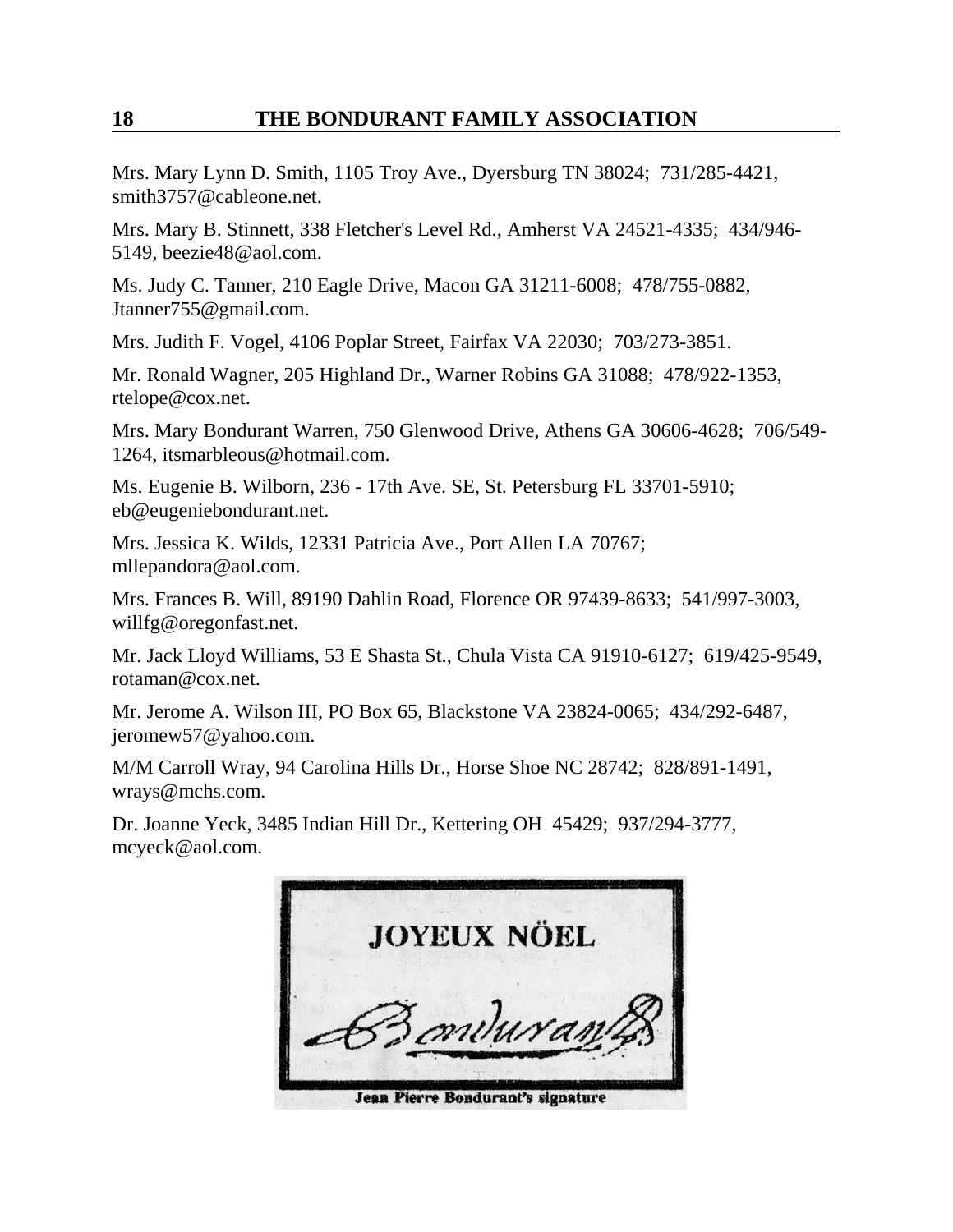Mrs. Mary Lynn D. Smith, 1105 Troy Ave., Dyersburg TN 38024; 731/285-4421, smith3757@cableone.net.

Mrs. Mary B. Stinnett, 338 Fletcher's Level Rd., Amherst VA 24521-4335; 434/946-5149, beezie48@aol.com.

Ms. Judy C. Tanner, 210 Eagle Drive, Macon GA 31211-6008; 478/755-0882, Jtanner755@gmail.com.

Mrs. Judith F. Vogel, 4106 Poplar Street, Fairfax VA 22030; 703/273-3851.

Mr. Ronald Wagner, 205 Highland Dr., Warner Robins GA 31088; 478/922-1353, rtelope@cox.net.

Mrs. Mary Bondurant Warren, 750 Glenwood Drive, Athens GA 30606-4628; 706/549-1264, itsmarbleous@hotmail.com.

Ms. Eugenie B. Wilborn, 236 - 17th Ave. SE, St. Petersburg FL 33701-5910; eb@eugeniebondurant.net.

Mrs. Jessica K. Wilds, 12331 Patricia Ave., Port Allen LA 70767; mllepandora@aol.com.

Mrs. Frances B. Will, 89190 Dahlin Road, Florence OR 97439-8633; 541/997-3003, willfg@oregonfast.net.

Mr. Jack Lloyd Williams, 53 E Shasta St., Chula Vista CA 91910-6127; 619/425-9549, rotaman@cox.net.

Mr. Jerome A. Wilson III, PO Box 65, Blackstone VA 23824-0065; 434/292-6487, jeromew57@yahoo.com.

M/M Carroll Wray, 94 Carolina Hills Dr., Horse Shoe NC 28742; 828/891-1491, wrays@mchs.com.

Dr. Joanne Yeck, 3485 Indian Hill Dr., Kettering OH 45429; 937/294-3777, mcyeck@aol.com.

**JOYEUX NÖEL**

Jean Pierre Bondurant's signature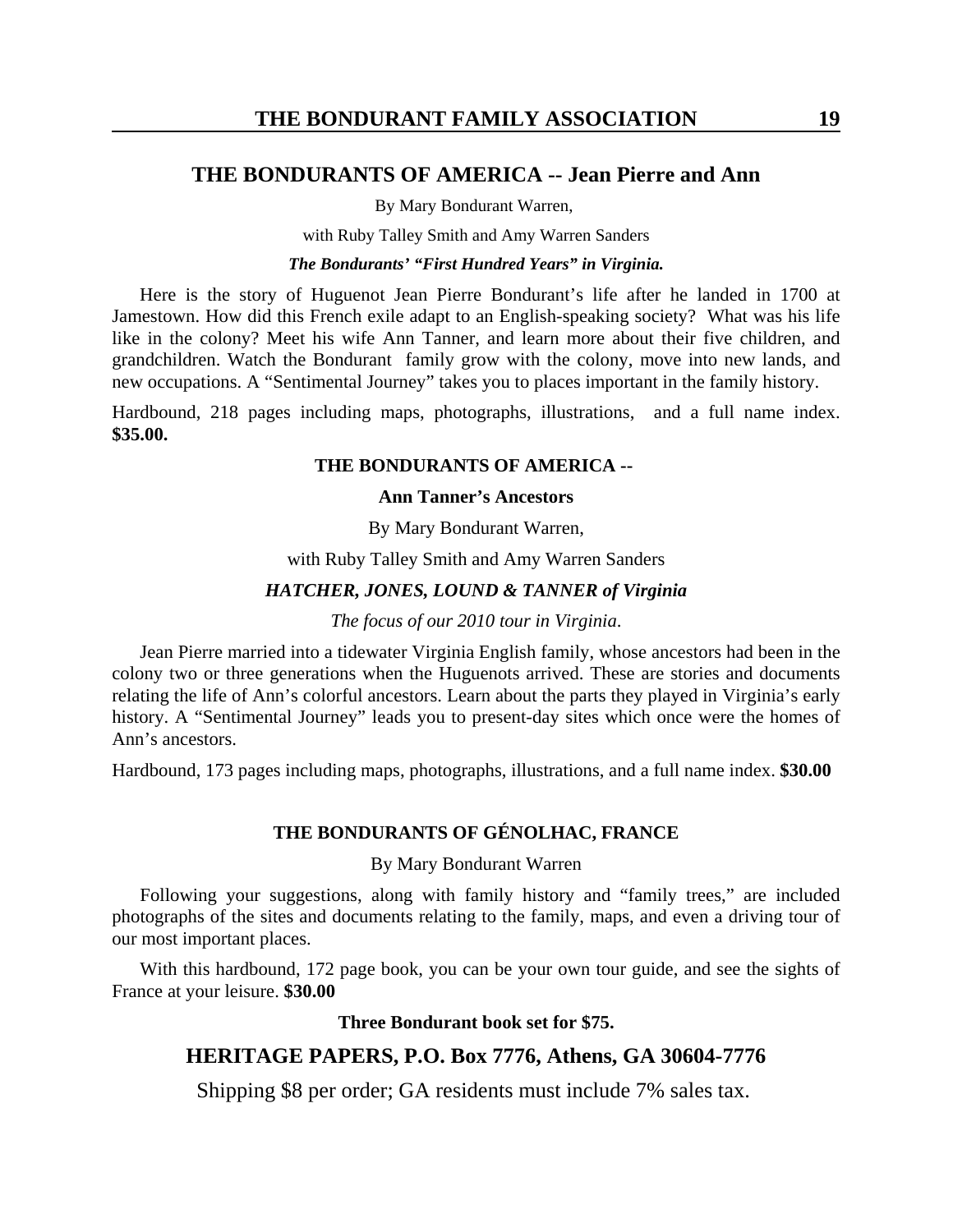## THE BONDURANTS OF AMERICA -- Jean Pierre and Ann

By Mary Bondurant Warren,

with Ruby Talley Smith and Amy Warren Sanders

***The Bondurants' "First Hundred Years" in Virginia.***

Here is the story of Huguenot Jean Pierre Bondurant's life after he landed in 1700 at Jamestown. How did this French exile adapt to an English-speaking society? What was his life like in the colony? Meet his wife Ann Tanner, and learn more about their five children, and grandchildren. Watch the Bondurant family grow with the colony, move into new lands, and new occupations. A "Sentimental Journey" takes you to places important in the family history.

Hardbound, 218 pages including maps, photographs, illustrations, and a full name index. **$35.00.**

### THE BONDURANTS OF AMERICA --
### Ann Tanner's Ancestors

By Mary Bondurant Warren,

with Ruby Talley Smith and Amy Warren Sanders

***HATCHER, JONES, LOUND & TANNER of Virginia***

*The focus of our 2010 tour in Virginia*.

Jean Pierre married into a tidewater Virginia English family, whose ancestors had been in the colony two or three generations when the Huguenots arrived. These are stories and documents relating the life of Ann's colorful ancestors. Learn about the parts they played in Virginia's early history. A "Sentimental Journey" leads you to present-day sites which once were the homes of Ann's ancestors.

Hardbound, 173 pages including maps, photographs, illustrations, and a full name index. **$30.00**

### THE BONDURANTS OF GÉNOLHAC, FRANCE

By Mary Bondurant Warren

Following your suggestions, along with family history and "family trees," are included photographs of the sites and documents relating to the family, maps, and even a driving tour of our most important places.

With this hardbound, 172 page book, you can be your own tour guide, and see the sights of France at your leisure. **$30.00**

**Three Bondurant book set for $75.**

## HERITAGE PAPERS, P.O. Box 7776, Athens, GA 30604-7776

Shipping $8 per order; GA residents must include 7% sales tax.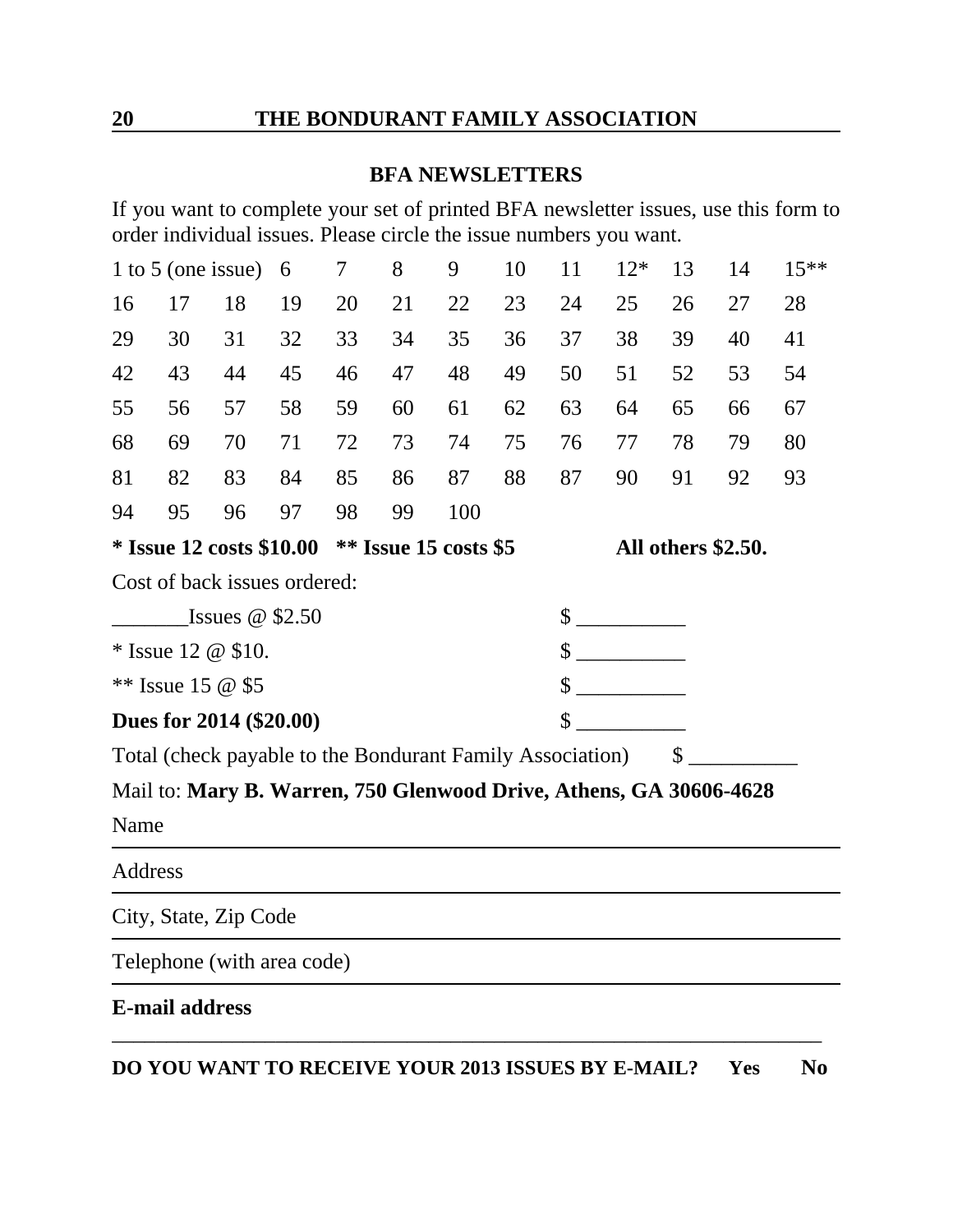## BFA NEWSLETTERS

If you want to complete your set of printed BFA newsletter issues, use this form to order individual issues. Please circle the issue numbers you want.

| | | | | | | | | | | | | |
|---|---|---|---|---|---|---|---|---|---|---|---|---|
| 1 to 5 (one issue) | | | 6 | 7 | 8 | 9 | 10 | 11 | 12* | 13 | 14 | 15** |
| 16 | 17 | 18 | 19 | 20 | 21 | 22 | 23 | 24 | 25 | 26 | 27 | 28 |
| 29 | 30 | 31 | 32 | 33 | 34 | 35 | 36 | 37 | 38 | 39 | 40 | 41 |
| 42 | 43 | 44 | 45 | 46 | 47 | 48 | 49 | 50 | 51 | 52 | 53 | 54 |
| 55 | 56 | 57 | 58 | 59 | 60 | 61 | 62 | 63 | 64 | 65 | 66 | 67 |
| 68 | 69 | 70 | 71 | 72 | 73 | 74 | 75 | 76 | 77 | 78 | 79 | 80 |
| 81 | 82 | 83 | 84 | 85 | 86 | 87 | 88 | 87 | 90 | 91 | 92 | 93 |
| 94 | 95 | 96 | 97 | 98 | 99 | 100 | | | | | | |

**\* Issue 12 costs $10.00 ** Issue 15 costs $5 All others $2.50.**

Cost of back issues ordered:

_______Issues @ $2.50 $ __________

\* Issue 12 @ $10. $ __________

** Issue 15 @ $5 $ __________

**Dues for 2014 ($20.00)** $ __________

Total (check payable to the Bondurant Family Association) $ __________

Mail to: **Mary B. Warren, 750 Glenwood Drive, Athens, GA 30606-4628**

Name

Address

City, State, Zip Code

Telephone (with area code)

**E-mail address**

**DO YOU WANT TO RECEIVE YOUR 2013 ISSUES BY E-MAIL? Yes No**